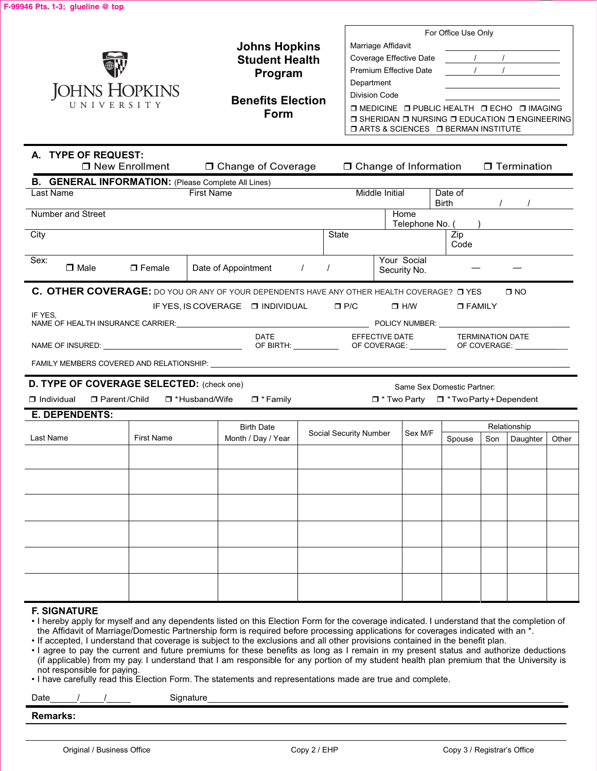F-99946 Pts. 1-3; glueline @ top

JOHNS HOPKINS
UNIVERSITY

# Johns Hopkins Student Health Program

## Benefits Election Form

| For Office Use Only | |
|---|---|
| Marriage Affidavit | |
| Coverage Effective Date | / / |
| Premium Effective Date | / / |
| Department | |
| Division Code | |

❒ MEDICINE ❒ PUBLIC HEALTH ❒ ECHO ❒ IMAGING
❒ SHERIDAN ❒ NURSING ❒ EDUCATION ❒ ENGINEERING
❒ ARTS & SCIENCES ❒ BERMAN INSTITUTE

### A. TYPE OF REQUEST:

❒ New Enrollment ❒ Change of Coverage ❒ Change of Information ❒ Termination

### B. GENERAL INFORMATION: (Please Complete All Lines)

| Last Name | First Name | Middle Initial | Date of Birth / / |
|---|---|---|---|
| Number and Street | | | Home Telephone No. ( ) |
| City | State | | Zip Code |
| Sex: ❒ Male ❒ Female | Date of Appointment / / | | Your Social Security No. — — |

### C. OTHER COVERAGE: DO YOU OR ANY OF YOUR DEPENDENTS HAVE ANY OTHER HEALTH COVERAGE? ❒ YES ❒ NO

IF YES, IS COVERAGE ❒ INDIVIDUAL ❒ P/C ❒ H/W ❒ FAMILY

IF YES,
NAME OF HEALTH INSURANCE CARRIER: ______________________ POLICY NUMBER: ______________

NAME OF INSURED: ______________ DATE OF BIRTH: __________ EFFECTIVE DATE OF COVERAGE: __________ TERMINATION DATE OF COVERAGE: __________

FAMILY MEMBERS COVERED AND RELATIONSHIP: ______________________

### D. TYPE OF COVERAGE SELECTED: (check one)

❒ Individual ❒ Parent/Child ❒ *Husband/Wife ❒ * Family

Same Sex Domestic Partner:
❒ * Two Party ❒ *Two Party + Dependent

### E. DEPENDENTS:

| Last Name | First Name | Birth Date Month / Day / Year | Social Security Number | Sex M/F | Relationship | | | |
|---|---|---|---|---|---|---|---|---|
| | | | | | Spouse | Son | Daughter | Other |
| | | | | | | | | |
| | | | | | | | | |
| | | | | | | | | |
| | | | | | | | | |
| | | | | | | | | |
| | | | | | | | | |

### F. SIGNATURE

- I hereby apply for myself and any dependents listed on this Election Form for the coverage indicated. I understand that the completion of the Affidavit of Marriage/Domestic Partnership form is required before processing applications for coverages indicated with an *.
- If accepted, I understand that coverage is subject to the exclusions and all other provisions contained in the benefit plan.
- I agree to pay the current and future premiums for these benefits as long as I remain in my present status and authorize deductions (if applicable) from my pay. I understand that I am responsible for any portion of my student health plan premium that the University is not responsible for paying.
- I have carefully read this Election Form. The statements and representations made are true and complete.

Date_____/_____/_____ Signature______________________________

**Remarks:**

Original / Business Office Copy 2 / EHP Copy 3 / Registrar's Office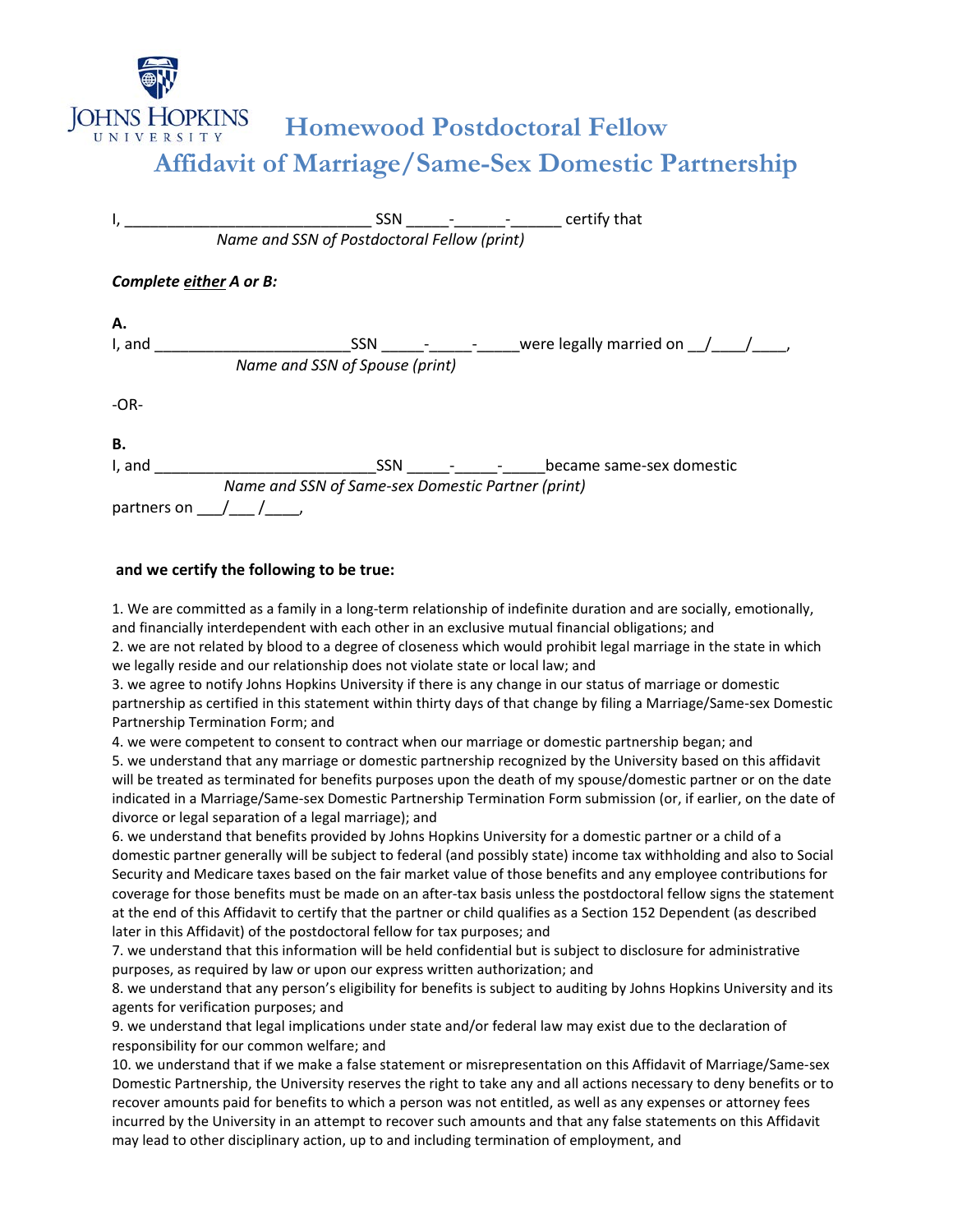JOHNS HOPKINS UNIVERSITY

# Homewood Postdoctoral Fellow
# Affidavit of Marriage/Same-Sex Domestic Partnership

I, ____________________________ SSN _____-______-______ certify that

*Name and SSN of Postdoctoral Fellow (print)*

***Complete either A or B:***

**A.**

I, and ______________________SSN _____-_____-_____were legally married on __/____/____,

*Name and SSN of Spouse (print)*

-OR-

**B.**

I, and _________________________SSN _____-_____-_____became same-sex domestic

*Name and SSN of Same-sex Domestic Partner (print)*

partners on ___/___ /____,

**and we certify the following to be true:**

1. We are committed as a family in a long-term relationship of indefinite duration and are socially, emotionally, and financially interdependent with each other in an exclusive mutual financial obligations; and
2. we are not related by blood to a degree of closeness which would prohibit legal marriage in the state in which we legally reside and our relationship does not violate state or local law; and
3. we agree to notify Johns Hopkins University if there is any change in our status of marriage or domestic partnership as certified in this statement within thirty days of that change by filing a Marriage/Same-sex Domestic Partnership Termination Form; and
4. we were competent to consent to contract when our marriage or domestic partnership began; and
5. we understand that any marriage or domestic partnership recognized by the University based on this affidavit will be treated as terminated for benefits purposes upon the death of my spouse/domestic partner or on the date indicated in a Marriage/Same-sex Domestic Partnership Termination Form submission (or, if earlier, on the date of divorce or legal separation of a legal marriage); and
6. we understand that benefits provided by Johns Hopkins University for a domestic partner or a child of a domestic partner generally will be subject to federal (and possibly state) income tax withholding and also to Social Security and Medicare taxes based on the fair market value of those benefits and any employee contributions for coverage for those benefits must be made on an after-tax basis unless the postdoctoral fellow signs the statement at the end of this Affidavit to certify that the partner or child qualifies as a Section 152 Dependent (as described later in this Affidavit) of the postdoctoral fellow for tax purposes; and
7. we understand that this information will be held confidential but is subject to disclosure for administrative purposes, as required by law or upon our express written authorization; and
8. we understand that any person's eligibility for benefits is subject to auditing by Johns Hopkins University and its agents for verification purposes; and
9. we understand that legal implications under state and/or federal law may exist due to the declaration of responsibility for our common welfare; and
10. we understand that if we make a false statement or misrepresentation on this Affidavit of Marriage/Same-sex Domestic Partnership, the University reserves the right to take any and all actions necessary to deny benefits or to recover amounts paid for benefits to which a person was not entitled, as well as any expenses or attorney fees incurred by the University in an attempt to recover such amounts and that any false statements on this Affidavit may lead to other disciplinary action, up to and including termination of employment, and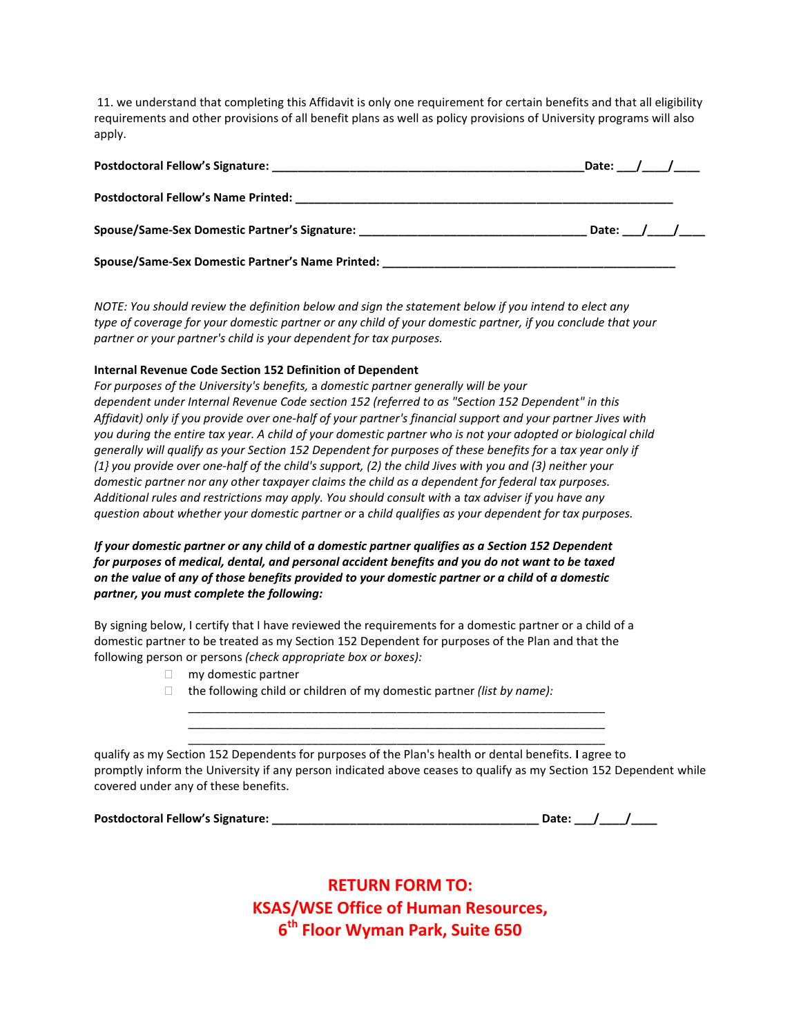11. we understand that completing this Affidavit is only one requirement for certain benefits and that all eligibility requirements and other provisions of all benefit plans as well as policy provisions of University programs will also apply.

**Postdoctoral Fellow's Signature: _______________________________________________Date: ___/____/____**

**Postdoctoral Fellow's Name Printed: __________________________________________________________**

**Spouse/Same-Sex Domestic Partner's Signature: __________________________________ Date: ___/____/____**

**Spouse/Same-Sex Domestic Partner's Name Printed: ____________________________________________**

*NOTE: You should review the definition below and sign the statement below if you intend to elect any type of coverage for your domestic partner or any child of your domestic partner, if you conclude that your partner or your partner's child is your dependent for tax purposes.*

**Internal Revenue Code Section 152 Definition of Dependent**

*For purposes of the University's benefits,* a *domestic partner generally will be your dependent under Internal Revenue Code section 152 (referred to as "Section 152 Dependent" in this Affidavit) only if you provide over one-half of your partner's financial support and your partner Jives with you during the entire tax year. A child of your domestic partner who is not your adopted or biological child generally will qualify as your Section 152 Dependent for purposes of these benefits for* a *tax year only if (1} you provide over one-half of the child's support, (2) the child Jives with you and (3) neither your domestic partner nor any other taxpayer claims the child as a dependent for federal tax purposes. Additional rules and restrictions may apply. You should consult with* a *tax adviser if you have any question about whether your domestic partner or* a *child qualifies as your dependent for tax purposes.*

***If your domestic partner or any child* of *a domestic partner qualifies as a Section 152 Dependent for purposes* of *medical, dental, and personal accident benefits and you do not want to be taxed on the value* of *any of those benefits provided to your domestic partner or a child* of *a domestic partner, you must complete the following:***

By signing below, I certify that I have reviewed the requirements for a domestic partner or a child of a domestic partner to be treated as my Section 152 Dependent for purposes of the Plan and that the following person or persons *(check appropriate box or boxes):*

- ☐ my domestic partner
- ☐ the following child or children of my domestic partner *(list by name):*

  _________________________________________________________________
  _________________________________________________________________
  _________________________________________________________________

qualify as my Section 152 Dependents for purposes of the Plan's health or dental benefits. **I** agree to promptly inform the University if any person indicated above ceases to qualify as my Section 152 Dependent while covered under any of these benefits.

**Postdoctoral Fellow's Signature: ________________________________________ Date: ___/____/____**

**RETURN FORM TO:**
**KSAS/WSE Office of Human Resources,**
**6th Floor Wyman Park, Suite 650**